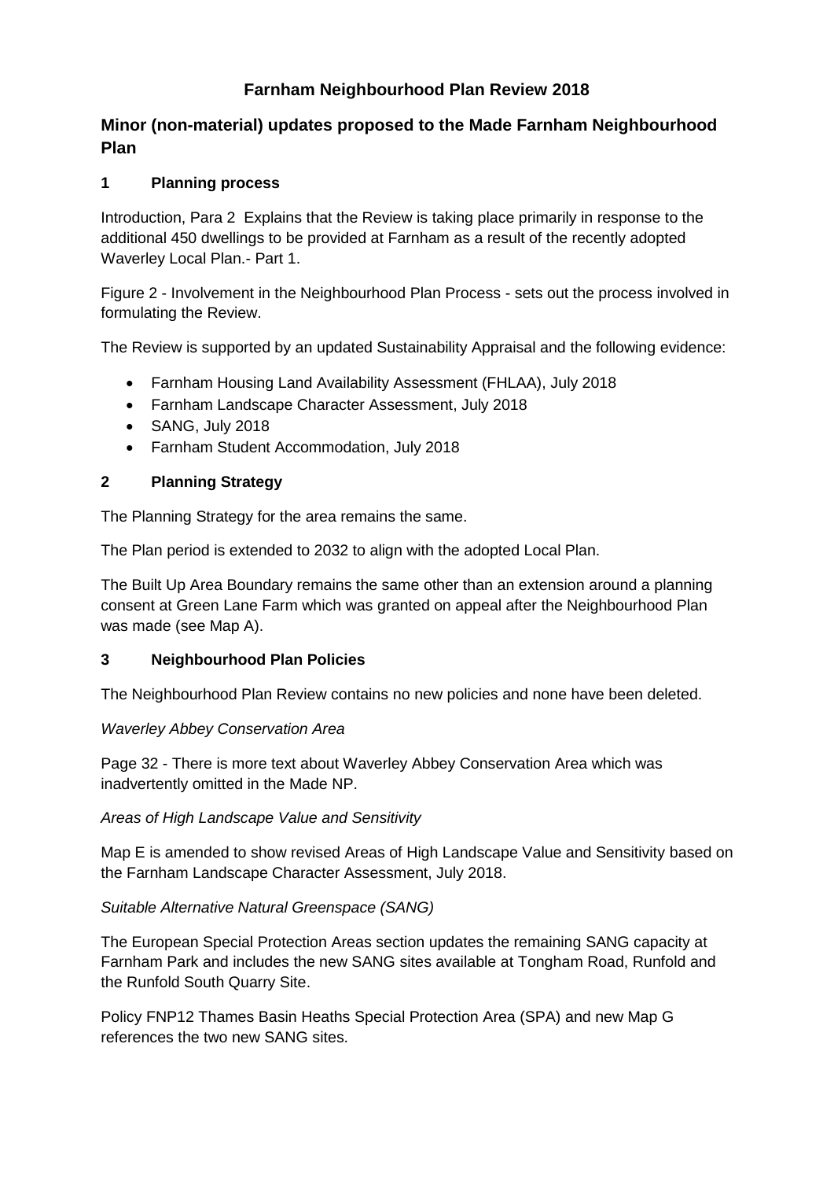# Farnham Neighbourhood Plan Review 2018

## Minor (non-material) updates proposed to the Made Farnham Neighbourhood Plan

### 1 Planning process

Introduction, Para 2 Explains that the Review is taking place primarily in response to the additional 450 dwellings to be provided at Farnham as a result of the recently adopted Waverley Local Plan.- Part 1.

Figure 2 - Involvement in the Neighbourhood Plan Process - sets out the process involved in formulating the Review.

The Review is supported by an updated Sustainability Appraisal and the following evidence:

- Farnham Housing Land Availability Assessment (FHLAA), July 2018
- Farnham Landscape Character Assessment, July 2018
- SANG, July 2018
- Farnham Student Accommodation, July 2018

### 2 Planning Strategy

The Planning Strategy for the area remains the same.

The Plan period is extended to 2032 to align with the adopted Local Plan.

The Built Up Area Boundary remains the same other than an extension around a planning consent at Green Lane Farm which was granted on appeal after the Neighbourhood Plan was made (see Map A).

### 3 Neighbourhood Plan Policies

The Neighbourhood Plan Review contains no new policies and none have been deleted.

*Waverley Abbey Conservation Area*

Page 32 - There is more text about Waverley Abbey Conservation Area which was inadvertently omitted in the Made NP.

*Areas of High Landscape Value and Sensitivity*

Map E is amended to show revised Areas of High Landscape Value and Sensitivity based on the Farnham Landscape Character Assessment, July 2018.

*Suitable Alternative Natural Greenspace (SANG)*

The European Special Protection Areas section updates the remaining SANG capacity at Farnham Park and includes the new SANG sites available at Tongham Road, Runfold and the Runfold South Quarry Site.

Policy FNP12 Thames Basin Heaths Special Protection Area (SPA) and new Map G references the two new SANG sites.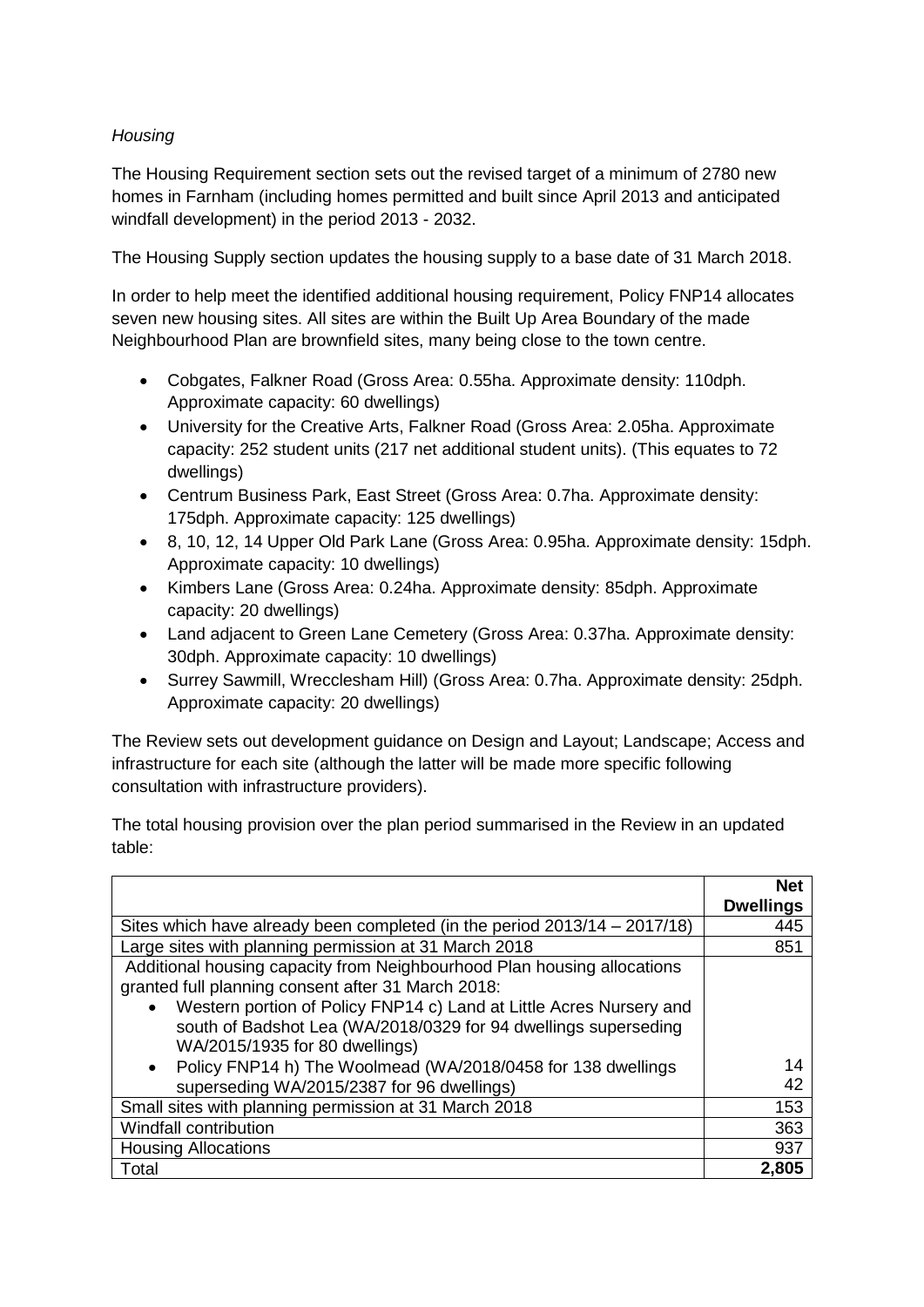*Housing*

The Housing Requirement section sets out the revised target of a minimum of 2780 new homes in Farnham (including homes permitted and built since April 2013 and anticipated windfall development) in the period 2013 - 2032.

The Housing Supply section updates the housing supply to a base date of 31 March 2018.

In order to help meet the identified additional housing requirement, Policy FNP14 allocates seven new housing sites. All sites are within the Built Up Area Boundary of the made Neighbourhood Plan are brownfield sites, many being close to the town centre.

- Cobgates, Falkner Road (Gross Area: 0.55ha. Approximate density: 110dph. Approximate capacity: 60 dwellings)
- University for the Creative Arts, Falkner Road (Gross Area: 2.05ha. Approximate capacity: 252 student units (217 net additional student units). (This equates to 72 dwellings)
- Centrum Business Park, East Street (Gross Area: 0.7ha. Approximate density: 175dph. Approximate capacity: 125 dwellings)
- 8, 10, 12, 14 Upper Old Park Lane (Gross Area: 0.95ha. Approximate density: 15dph. Approximate capacity: 10 dwellings)
- Kimbers Lane (Gross Area: 0.24ha. Approximate density: 85dph. Approximate capacity: 20 dwellings)
- Land adjacent to Green Lane Cemetery (Gross Area: 0.37ha. Approximate density: 30dph. Approximate capacity: 10 dwellings)
- Surrey Sawmill, Wrecclesham Hill) (Gross Area: 0.7ha. Approximate density: 25dph. Approximate capacity: 20 dwellings)

The Review sets out development guidance on Design and Layout; Landscape; Access and infrastructure for each site (although the latter will be made more specific following consultation with infrastructure providers).

The total housing provision over the plan period summarised in the Review in an updated table:

| | **Net Dwellings** |
|---|---|
| Sites which have already been completed (in the period 2013/14 – 2017/18) | 445 |
| Large sites with planning permission at 31 March 2018 | 851 |
| Additional housing capacity from Neighbourhood Plan housing allocations granted full planning consent after 31 March 2018:<br>• Western portion of Policy FNP14 c) Land at Little Acres Nursery and south of Badshot Lea (WA/2018/0329 for 94 dwellings superseding WA/2015/1935 for 80 dwellings)<br>• Policy FNP14 h) The Woolmead (WA/2018/0458 for 138 dwellings superseding WA/2015/2387 for 96 dwellings) | 14<br>42 |
| Small sites with planning permission at 31 March 2018 | 153 |
| Windfall contribution | 363 |
| Housing Allocations | 937 |
| Total | **2,805** |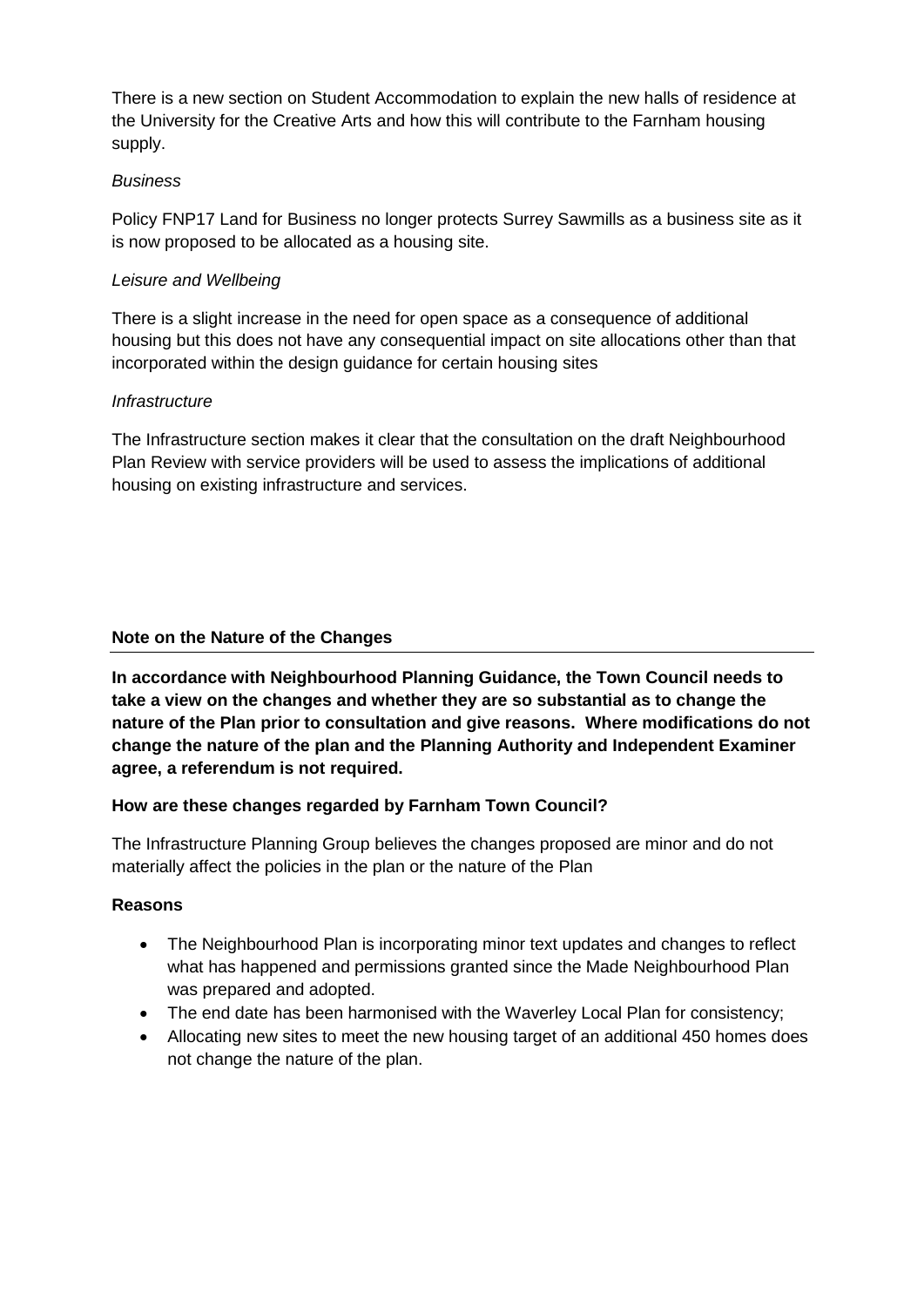There is a new section on Student Accommodation to explain the new halls of residence at the University for the Creative Arts and how this will contribute to the Farnham housing supply.

*Business*

Policy FNP17 Land for Business no longer protects Surrey Sawmills as a business site as it is now proposed to be allocated as a housing site.

*Leisure and Wellbeing*

There is a slight increase in the need for open space as a consequence of additional housing but this does not have any consequential impact on site allocations other than that incorporated within the design guidance for certain housing sites

*Infrastructure*

The Infrastructure section makes it clear that the consultation on the draft Neighbourhood Plan Review with service providers will be used to assess the implications of additional housing on existing infrastructure and services.

**Note on the Nature of the Changes**

**In accordance with Neighbourhood Planning Guidance, the Town Council needs to take a view on the changes and whether they are so substantial as to change the nature of the Plan prior to consultation and give reasons. Where modifications do not change the nature of the plan and the Planning Authority and Independent Examiner agree, a referendum is not required.**

**How are these changes regarded by Farnham Town Council?**

The Infrastructure Planning Group believes the changes proposed are minor and do not materially affect the policies in the plan or the nature of the Plan

**Reasons**

- The Neighbourhood Plan is incorporating minor text updates and changes to reflect what has happened and permissions granted since the Made Neighbourhood Plan was prepared and adopted.
- The end date has been harmonised with the Waverley Local Plan for consistency;
- Allocating new sites to meet the new housing target of an additional 450 homes does not change the nature of the plan.